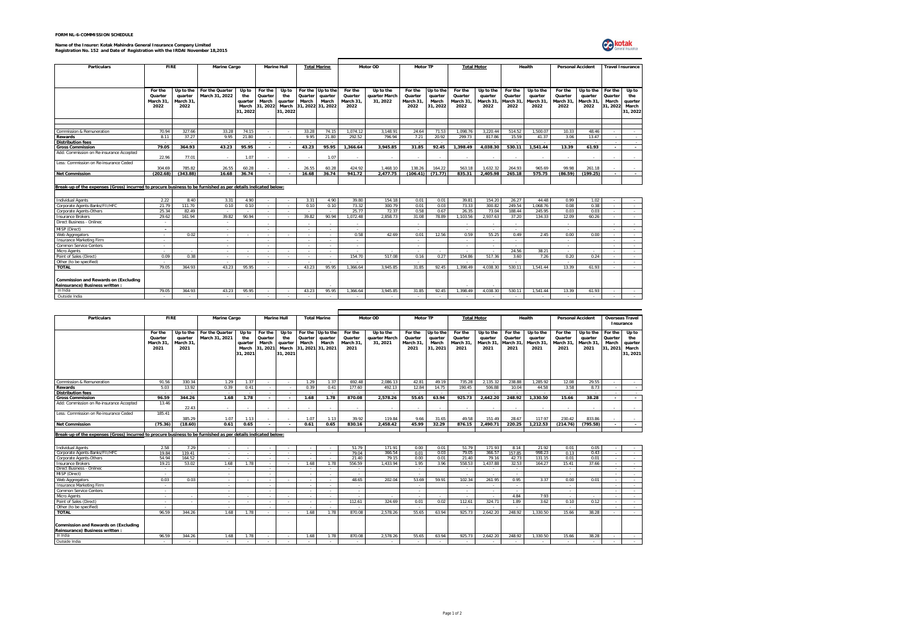**FORM NL-6-COMMISSION SCHEDULE**

**Name of the Insurer: Kotak Mahindra General Insurance Company Limited**
**Registration No. 152 and Date of Registration with the IRDAI November 18,2015**

| Particulars | FIRE | | Marine Cargo | | Marine Hull | | Total Marine | | Motor OD | | Motor TP | | Total Motor | | Health | | Personal Accident | | Travel Insurance | |
|---|---|---|---|---|---|---|---|---|---|---|---|---|---|---|---|---|---|---|---|---|
| | For the Quarter March 31, 2022 | Up to the quarter March 31, 2022 | For the Quarter March 31, 2022 | Up to the quarter March 31, 2022 | For the Quarter March 31, 2022 | Up to the quarter March 31, 2022 | For the Quarter March 31, 2022 | Up to the quarter March 31, 2022 | For the Quarter March 31, 2022 | Up to the quarter March 31, 2022 | For the Quarter March 31, 2022 | Up to the quarter March 31, 2022 | For the Quarter March 31, 2022 | Up to the quarter March 31, 2022 | For the Quarter March 31, 2022 | Up to the quarter March 31, 2022 | For the Quarter March 31, 2022 | Up to the quarter March 31, 2022 | For the Quarter March 31, 2022 | Up to the quarter March 31, 2022 |
| Commission & Remuneration | 70.94 | 327.66 | 33.28 | 74.15 | - | - | 33.28 | 74.15 | 1,074.12 | 3,148.91 | 24.64 | 71.53 | 1,098.76 | 3,220.44 | 514.52 | 1,500.07 | 10.33 | 48.46 | - | - |
| **Rewards** | 8.11 | 37.27 | 9.95 | 21.80 | - | - | 9.95 | 21.80 | 292.52 | 796.94 | 7.21 | 20.92 | 299.73 | 817.86 | 15.59 | 41.37 | 3.06 | 13.47 | - | - |
| **Distribution fees** | - | - | - | - | - | - | - | - | - | - | - | - | - | - | - | - | - | - | - | - |
| **Gross Commission** | **79.05** | **364.93** | **43.23** | **95.95** | **-** | **-** | **43.23** | **95.95** | **1,366.64** | **3,945.85** | **31.85** | **92.45** | **1,398.49** | **4,038.30** | **530.11** | **1,541.44** | **13.39** | **61.93** | **-** | **-** |
| Add: Commission on Re-insurance Accepted | 22.96 | 77.01 | - | 1.07 | - | - | - | 1.07 | - | - | - | - | - | - | - | - | - | - | - | - |
| Less: Commission on Re-insurance Ceded | 304.69 | 785.82 | 26.55 | 60.28 | - | - | 26.55 | 60.28 | 424.92 | 1,468.10 | 138.26 | 164.22 | 563.18 | 1,632.32 | 264.93 | 965.69 | 99.98 | 261.18 | - | - |
| **Net Commission** | **(202.68)** | **(343.88)** | **16.68** | **36.74** | **-** | **-** | **16.68** | **36.74** | **941.72** | **2,477.75** | **(106.41)** | **(71.77)** | **835.31** | **2,405.98** | **265.18** | **575.75** | **(86.59)** | **(199.25)** | **-** | **-** |
| **Break-up of the expenses (Gross) incurred to procure business to be furnished as per details indicated below:** | | | | | | | | | | | | | | | | | | | | |
| Individual Agents | 2.22 | 8.40 | 3.31 | 4.90 | - | - | 3.31 | 4.90 | 39.80 | 154.18 | 0.01 | 0.01 | 39.81 | 154.20 | 26.27 | 44.48 | 0.99 | 1.02 | - | - |
| Corporate Agents-Banks/FII/HFC | 21.79 | 111.70 | 0.10 | 0.10 | - | - | 0.10 | 0.10 | 73.32 | 300.79 | 0.01 | 0.03 | 73.33 | 300.82 | 249.54 | 1,068.76 | 0.08 | 0.38 | - | - |
| Corporate Agents-Others | 25.34 | 82.49 | - | - | - | - | - | - | 25.77 | 72.37 | 0.58 | 0.67 | 26.35 | 73.04 | 188.44 | 245.95 | 0.03 | 0.03 | - | - |
| Insurance Brokers | 29.62 | 161.94 | 39.82 | 90.94 | - | - | 39.82 | 90.94 | 1,072.48 | 2,858.73 | 31.08 | 78.89 | 1,103.56 | 2,937.63 | 37.20 | 134.33 | 12.09 | 60.26 | - | - |
| Direct Business - Online | - | | - | | - | | - | - | - | | - | | - | - | - | | - | | - | - |
| MISP (Direct) | - | | - | | - | | - | - | - | | - | | - | - | - | | - | | - | - |
| Web Aggregators | - | 0.02 | - | - | - | - | - | - | 0.58 | 42.69 | 0.01 | 12.56 | 0.59 | 55.25 | 0.49 | 2.45 | 0.00 | 0.00 | - | - |
| Insurance Marketing Firm | - | | - | | - | | - | - | - | | - | | - | - | - | | - | | - | - |
| Common Service Centers | - | | - | | - | | - | - | - | | - | | - | - | - | | - | | - | - |
| Micro Agents | - | - | - | - | - | - | - | - | - | - | - | - | - | - | 24.56 | 38.21 | - | - | - | - |
| Point of Sales (Direct) | 0.09 | 0.38 | - | - | - | - | - | - | 154.70 | 517.08 | 0.16 | 0.27 | 154.86 | 517.36 | 3.60 | 7.26 | 0.20 | 0.24 | - | - |
| Other (to be specified) | - | | - | | - | | - | - | - | | - | | - | - | - | | - | | - | - |
| **TOTAL** | 79.05 | 364.93 | 43.23 | 95.95 | - | - | 43.23 | 95.95 | 1,366.64 | 3,945.85 | 31.85 | 92.45 | 1,398.49 | 4,038.30 | 530.11 | 1,541.44 | 13.39 | 61.93 | - | - |
| **Commission and Rewards on (Excluding Reinsurance) Business written :** | | | | | | | | - | | | | | - | - | | | | | | |
| In India | 79.05 | 364.93 | 43.23 | 95.95 | - | - | 43.23 | 95.95 | 1,366.64 | 3,945.85 | 31.85 | 92.45 | 1,398.49 | 4,038.30 | 530.11 | 1,541.44 | 13.39 | 61.93 | - | - |
| Outside India | - | - | - | - | - | - | - | - | - | - | - | - | - | - | - | - | - | - | - | - |

| Particulars | FIRE | | Marine Cargo | | Marine Hull | | Total Marine | | Motor OD | | Motor TP | | Total Motor | | Health | | Personal Accident | | Overseas Travel Insurance | |
|---|---|---|---|---|---|---|---|---|---|---|---|---|---|---|---|---|---|---|---|---|
| | For the Quarter March 31, 2021 | Up to the quarter March 31, 2021 | For the Quarter March 31, 2021 | Up to the quarter March 31, 2021 | For the Quarter March 31, 2021 | Up to the quarter March 31, 2021 | For the Quarter March 31, 2021 | Up to the quarter March 31, 2021 | For the Quarter March 31, 2021 | Up to the quarter March 31, 2021 | For the Quarter March 31, 2021 | Up to the quarter March 31, 2021 | For the Quarter March 31, 2021 | Up to the quarter March 31, 2021 | For the Quarter March 31, 2021 | Up to the quarter March 31, 2021 | For the Quarter March 31, 2021 | Up to the quarter March 31, 2021 | For the Quarter March 31, 2021 | Up to the quarter March 31, 2021 |
| Commission & Remuneration | 91.56 | 330.34 | 1.29 | 1.37 | - | - | 1.29 | 1.37 | 692.48 | 2,086.13 | 42.81 | 49.19 | 735.28 | 2,135.32 | 238.88 | 1,285.92 | 12.08 | 29.55 | - | - |
| **Rewards** | 5.03 | 13.92 | 0.39 | 0.41 | - | - | 0.39 | 0.41 | 177.60 | 492.13 | 12.84 | 14.75 | 190.45 | 506.88 | 10.04 | 44.58 | 3.58 | 8.73 | - | - |
| **Distribution fees** | | | | | - | - | | | | | | | | | | | | | | - |
| **Gross Commission** | **96.59** | **344.26** | **1.68** | **1.78** | **-** | **-** | **1.68** | **1.78** | **870.08** | **2,578.26** | **55.65** | **63.94** | **925.73** | **2,642.20** | **248.92** | **1,330.50** | **15.66** | **38.28** | **-** | **-** |
| Add: Commission on Re-insurance Accepted | 13.46 | 22.43 | - | - | - | - | - | - | - | - | - | - | - | - | - | - | - | - | - | - |
| Less: Commission on Re-insurance Ceded | 185.41 | 385.29 | 1.07 | 1.13 | - | - | 1.07 | 1.13 | 39.92 | 119.84 | 9.66 | 31.65 | 49.58 | 151.49 | 28.67 | 117.97 | 230.42 | 833.86 | - | - |
| **Net Commission** | **(75.36)** | **(18.60)** | **0.61** | **0.65** | **-** | **-** | **0.61** | **0.65** | **830.16** | **2,458.42** | **45.99** | **32.29** | **876.15** | **2,490.71** | **220.25** | **1,212.53** | **(214.76)** | **(795.58)** | **-** | **-** |
| **Break-up of the expenses (Gross) incurred to procure business to be furnished as per details indicated below:** | | | | | | | | | | | | | | | | | | | | |
| Individual Agents | 2.58 | 7.29 | - | - | - | - | - | - | 51.79 | 171.91 | 0.00 | 0.01 | 51.79 | 171.93 | 8.14 | 21.92 | 0.01 | 0.05 | - | - |
| Corporate Agents-Banks/FII/HFC | 19.84 | 119.41 | - | - | - | - | - | - | 79.04 | 366.54 | 0.01 | 0.03 | 79.05 | 366.57 | 157.85 | 998.23 | 0.13 | 0.43 | - | - |
| Corporate Agents-Others | 54.94 | 164.52 | - | - | - | - | - | - | 21.40 | 79.15 | 0.00 | 0.01 | 21.40 | 79.16 | 42.73 | 131.15 | 0.01 | 0.01 | - | - |
| Insurance Brokers | 19.21 | 53.02 | 1.68 | 1.78 | - | - | 1.68 | 1.78 | 556.59 | 1,433.94 | 1.95 | 3.96 | 558.53 | 1,437.88 | 32.53 | 164.27 | 15.41 | 37.66 | - | - |
| Direct Business - Online | - | | - | | - | | - | - | - | | - | | - | - | - | | - | | - | - |
| MISP (Direct) | - | | - | | - | | - | - | - | | - | | - | - | - | | - | | - | - |
| Web Aggregators | 0.03 | 0.03 | - | - | - | - | - | - | 48.65 | 202.04 | 53.69 | 59.91 | 102.34 | 261.95 | 0.95 | 3.37 | 0.00 | 0.01 | - | - |
| Insurance Marketing Firm | - | | - | | - | | - | - | - | | - | | - | - | - | | - | | - | - |
| Common Service Centers | - | | - | | - | | - | - | - | | - | | - | - | - | | - | | - | - |
| Micro Agents | - | - | - | - | - | - | - | - | - | - | - | - | - | - | 4.84 | 7.93 | - | - | - | - |
| Point of Sales (Direct) | - | - | - | - | - | - | - | - | 112.61 | 324.69 | 0.01 | 0.02 | 112.61 | 324.71 | 1.89 | 3.62 | 0.10 | 0.12 | - | - |
| Other (to be specified) | - | | - | | - | | - | - | - | | - | | - | - | - | | - | | - | - |
| **TOTAL** | 96.59 | 344.26 | 1.68 | 1.78 | - | - | 1.68 | 1.78 | 870.08 | 2,578.26 | 55.65 | 63.94 | 925.73 | 2,642.20 | 248.92 | 1,330.50 | 15.66 | 38.28 | - | - |
| **Commission and Rewards on (Excluding Reinsurance) Business written :** | | | | | | | | | | | | | | | | | | | | |
| In India | 96.59 | 344.26 | 1.68 | 1.78 | - | - | 1.68 | 1.78 | 870.08 | 2,578.26 | 55.65 | 63.94 | 925.73 | 2,642.20 | 248.92 | 1,330.50 | 15.66 | 38.28 | - | - |
| Outside India | - | - | - | - | - | - | - | - | - | - | - | - | - | - | - | - | - | - | - | - |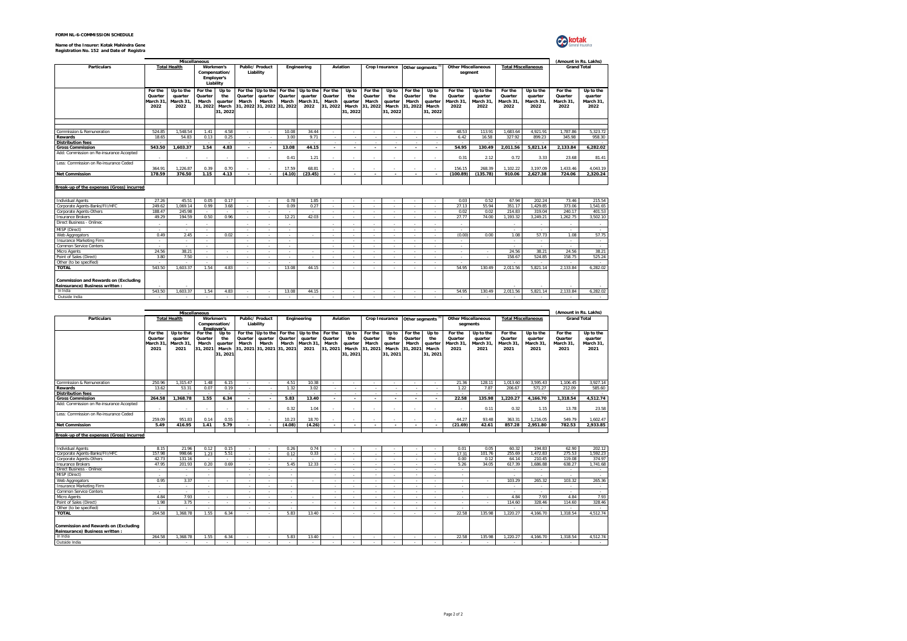**FORM NL-6-COMMISSION SCHEDULE**

**Name of the Insurer: Kotak Mahindra Gene**
**Registration No. 152 and Date of Registra**

(Amount in Rs. Lakhs)

| Particulars | Miscellaneous | | | | | | | | | | | | | | | | | | | | | |
|---|---|---|---|---|---|---|---|---|---|---|---|---|---|---|---|---|---|---|---|---|---|---|
| | Total Health | | Workmen's Compensation/ Employer's Liability | | Public/ Product Liability | | Engineering | | Aviation | | Crop Insurance | | Other segments | | Other Miscellaneous segment | | Total Miscellaneous | | Grand Total | |
| | For the Quarter March 31, 2022 | Up to the quarter March 31, 2022 | For the Quarter March 31, 2022 | Up to the quarter March 31, 2022 | For the Quarter March 31, 2022 | Up to the quarter March 31, 2022 | For the Quarter March 31, 2022 | Up to the quarter March 31, 2022 | For the Quarter March 31, 2022 | Up to the quarter March 31, 2022 | For the Quarter March 31, 2022 | Up to the quarter March 31, 2022 | For the Quarter March 31, 2022 | Up to the quarter March 31, 2022 | For the Quarter March 31, 2022 | Up to the quarter March 31, 2022 | For the Quarter March 31, 2022 | Up to the quarter March 31, 2022 | For the Quarter March 31, 2022 | Up to the quarter March 31, 2022 |
| Commission & Remuneration | 524.85 | 1,548.54 | 1.41 | 4.58 | - | - | 10.08 | 34.44 | - | - | - | - | - | - | 48.53 | 113.91 | 1,683.64 | 4,921.91 | 1,787.86 | 5,323.72 |
| **Rewards** | 18.65 | 54.83 | 0.13 | 0.25 | - | - | 3.00 | 9.71 | - | - | - | - | - | - | 6.42 | 16.58 | 327.92 | 899.23 | 345.98 | 958.30 |
| **Distribution fees** | - | - | - | - | - | - | - | - | - | - | - | - | - | - | - | - | - | - | - | - |
| **Gross Commission** | **543.50** | **1,603.37** | **1.54** | **4.83** | **-** | **-** | **13.08** | **44.15** | **-** | **-** | **-** | **-** | **-** | **-** | **54.95** | **130.49** | **2,011.56** | **5,821.14** | **2,133.84** | **6,282.02** |
| Add: Commission on Re-insurance Accepted | - | - | - | - | - | - | 0.41 | 1.21 | - | - | - | - | - | - | 0.31 | 2.12 | 0.72 | 3.33 | 23.68 | 81.41 |
| Less: Commission on Re-insurance Ceded | 364.91 | 1,226.87 | 0.39 | 0.70 | - | - | 17.59 | 68.81 | - | - | - | - | - | - | 156.15 | 268.39 | 1,102.22 | 3,197.09 | 1,433.46 | 4,043.19 |
| **Net Commission** | **178.59** | **376.50** | **1.15** | **4.13** | **-** | **-** | **(4.10)** | **(23.45)** | **-** | **-** | **-** | **-** | **-** | **-** | **(100.89)** | **(135.78)** | **910.06** | **2,627.38** | **724.06** | **2,320.24** |
| **Break-up of the expenses (Gross) incurred** | | | | | | | | | | | | | | | | | | | | |
| Individual Agents | 27.26 | 45.51 | 0.05 | 0.17 | - | - | 0.78 | 1.85 | - | - | - | - | - | - | 0.03 | 0.52 | 67.94 | 202.24 | 73.46 | 215.54 |
| Corporate Agents-Banks/FII/HFC | 249.62 | 1,069.14 | 0.99 | 3.68 | - | - | 0.09 | 0.27 | - | - | - | - | - | - | 27.13 | 55.94 | 351.17 | 1,429.85 | 373.06 | 1,541.65 |
| Corporate Agents-Others | 188.47 | 245.98 | - | - | - | - | - | - | - | - | - | - | - | - | 0.02 | 0.02 | 214.83 | 319.04 | 240.17 | 401.53 |
| Insurance Brokers | 49.29 | 194.59 | 0.50 | 0.96 | - | - | 12.21 | 42.03 | - | - | - | - | - | - | 27.77 | 74.00 | 1,193.32 | 3,249.21 | 1,262.75 | 3,502.10 |
| Direct Business - Onlinec | - | - | - | - | - | - | - | - | - | - | - | - | - | - | - | - | - | - | - | - |
| MISP (Direct) | - | - | - | - | - | - | - | - | - | - | - | - | - | - | - | - | - | - | - | - |
| Web Aggregators | 0.49 | 2.45 | - | 0.02 | - | - | - | - | - | - | - | - | - | - | (0.00) | 0.00 | 1.08 | 57.73 | 1.08 | 57.75 |
| Insurance Marketing Firm | - | - | - | - | - | - | - | - | - | - | - | - | - | - | - | - | - | - | - | - |
| Common Service Centers | - | - | - | - | - | - | - | - | - | - | - | - | - | - | - | - | - | - | - | - |
| Micro Agents | 24.56 | 38.21 | - | - | - | - | - | - | - | - | - | - | - | - | - | - | 24.56 | 38.21 | 24.56 | 38.21 |
| Point of Sales (Direct) | 3.80 | 7.50 | - | - | - | - | - | - | - | - | - | - | - | - | - | - | 158.67 | 524.85 | 158.75 | 525.24 |
| Other (to be specified) | - | - | - | - | - | - | - | - | - | - | - | - | - | - | - | - | - | - | - | - |
| **TOTAL** | 543.50 | 1,603.37 | 1.54 | 4.83 | - | - | 13.08 | 44.15 | - | - | - | - | - | - | 54.95 | 130.49 | 2,011.56 | 5,821.14 | 2,133.84 | 6,282.02 |
| **Commission and Rewards on (Excluding Reinsurance) Business written :** | - | - | | | | | | | | | | | | | | | - | - | - | - |
| In India | 543.50 | 1,603.37 | 1.54 | 4.83 | - | - | 13.08 | 44.15 | - | - | - | - | - | - | 54.95 | 130.49 | 2,011.56 | 5,821.14 | 2,133.84 | 6,282.02 |
| Outside India | - | - | - | - | - | - | - | - | - | - | - | - | - | - | - | - | - | - | - | - |

(Amount in Rs. Lakhs)

| Particulars | Miscellaneous | | | | | | | | | | | | | | | | | | | | | |
|---|---|---|---|---|---|---|---|---|---|---|---|---|---|---|---|---|---|---|---|---|---|---|
| | Total Health | | Workmen's Compensation/ Employer's | | Public/ Product Liability | | Engineering | | Aviation | | Crop Insurance | | Other segments | | Other Miscellaneous segments | | Total Miscellaneous | | Grand Total | |
| | For the Quarter March 31, 2021 | Up to the quarter March 31, 2021 | For the Quarter March 31, 2021 | Up to the quarter March 31, 2021 | For the Quarter March 31, 2021 | Up to the quarter March 31, 2021 | For the Quarter March 31, 2021 | Up to the quarter March 31, 2021 | For the Quarter March 31, 2021 | Up to the quarter March 31, 2021 | For the Quarter March 31, 2021 | Up to the quarter March 31, 2021 | For the Quarter March 31, 2021 | Up to the quarter March 31, 2021 | For the Quarter March 31, 2021 | Up to the quarter March 31, 2021 | For the Quarter March 31, 2021 | Up to the quarter March 31, 2021 | For the Quarter March 31, 2021 | Up to the quarter March 31, 2021 |
| Commission & Remuneration | 250.96 | 1,315.47 | 1.48 | 6.15 | - | - | 4.51 | 10.38 | - | - | - | - | - | - | 21.36 | 128.11 | 1,013.60 | 3,595.43 | 1,106.45 | 3,927.14 |
| **Rewards** | 13.62 | 53.31 | 0.07 | 0.19 | - | - | 1.32 | 3.02 | - | - | - | - | - | - | 1.22 | 7.87 | 206.67 | 571.27 | 212.09 | 585.60 |
| **Distribution fees** | - | - | - | - | - | - | - | - | - | - | - | - | - | - | - | - | - | - | - | - |
| **Gross Commission** | **264.58** | **1,368.78** | **1.55** | **6.34** | **-** | **-** | **5.83** | **13.40** | **-** | **-** | **-** | **-** | **-** | **-** | **22.58** | **135.98** | **1,220.27** | **4,166.70** | **1,318.54** | **4,512.74** |
| Add: Commission on Re-insurance Accepted | - | - | - | - | - | - | 0.32 | 1.04 | - | - | - | - | - | - | - | 0.11 | 0.32 | 1.15 | 13.78 | 23.58 |
| Less: Commission on Re-insurance Ceded | 259.09 | 951.83 | 0.14 | 0.55 | - | - | 10.23 | 18.70 | - | - | - | - | - | - | 44.27 | 93.48 | 363.31 | 1,216.05 | 549.79 | 1,602.47 |
| **Net Commission** | **5.49** | **416.95** | **1.41** | **5.79** | **-** | **-** | **(4.08)** | **(4.26)** | **-** | **-** | **-** | **-** | **-** | **-** | **(21.69)** | **42.61** | **857.28** | **2,951.80** | **782.53** | **2,933.85** |
| **Break-up of the expenses (Gross) incurred** | | | | | | | | | | | | | | | | | | | | |
| Individual Agents | 8.15 | 21.96 | 0.12 | 0.15 | - | - | 0.26 | 0.74 | - | - | - | - | - | - | 0.01 | 0.05 | 60.32 | 194.83 | 62.90 | 202.12 |
| Corporate Agents-Banks/FII/HFC | 157.98 | 998.66 | 1.23 | 5.51 | - | - | 0.12 | 0.33 | - | - | - | - | - | - | 17.31 | 101.76 | 255.69 | 1,472.83 | 275.53 | 1,592.23 |
| Corporate Agents-Others | 42.73 | 131.16 | - | - | - | - | - | - | - | - | - | - | - | - | 0.00 | 0.12 | 64.14 | 210.45 | 119.08 | 374.97 |
| Insurance Brokers | 47.95 | 201.93 | 0.20 | 0.69 | - | - | 5.45 | 12.33 | - | - | - | - | - | - | 5.26 | 34.05 | 617.39 | 1,686.88 | 638.27 | 1,741.68 |
| Direct Business - Onlinec | - | - | - | - | - | - | - | - | - | - | - | - | - | - | - | - | - | - | - | - |
| MISP (Direct) | - | - | - | - | - | - | - | - | - | - | - | - | - | - | - | - | - | - | - | - |
| Web Aggregators | 0.95 | 3.37 | - | - | - | - | - | - | - | - | - | - | - | - | - | - | 103.29 | 265.32 | 103.32 | 265.36 |
| Insurance Marketing Firm | - | - | - | - | - | - | - | - | - | - | - | - | - | - | - | - | - | - | - | - |
| Common Service Centers | - | - | - | - | - | - | - | - | - | - | - | - | - | - | - | - | - | - | - | - |
| Micro Agents | 4.84 | 7.93 | - | - | - | - | - | - | - | - | - | - | - | - | - | - | 4.84 | 7.93 | 4.84 | 7.93 |
| Point of Sales (Direct) | 1.98 | 3.75 | - | - | - | - | - | - | - | - | - | - | - | - | - | - | 114.60 | 328.46 | 114.60 | 328.46 |
| Other (to be specified) | - | - | - | - | - | - | - | - | - | - | - | - | - | - | - | - | - | - | - | - |
| **TOTAL** | 264.58 | 1,368.78 | 1.55 | 6.34 | - | - | 5.83 | 13.40 | - | - | - | - | - | - | 22.58 | 135.98 | 1,220.27 | 4,166.70 | 1,318.54 | 4,512.74 |
| **Commission and Rewards on (Excluding Reinsurance) Business written :** | | | | | | | | | | | | | | | | | | | | |
| In India | 264.58 | 1,368.78 | 1.55 | 6.34 | - | - | 5.83 | 13.40 | - | - | - | - | - | - | 22.58 | 135.98 | 1,220.27 | 4,166.70 | 1,318.54 | 4,512.74 |
| Outside India | - | - | - | - | - | - | - | - | - | - | - | - | - | - | - | - | - | - | - | - |